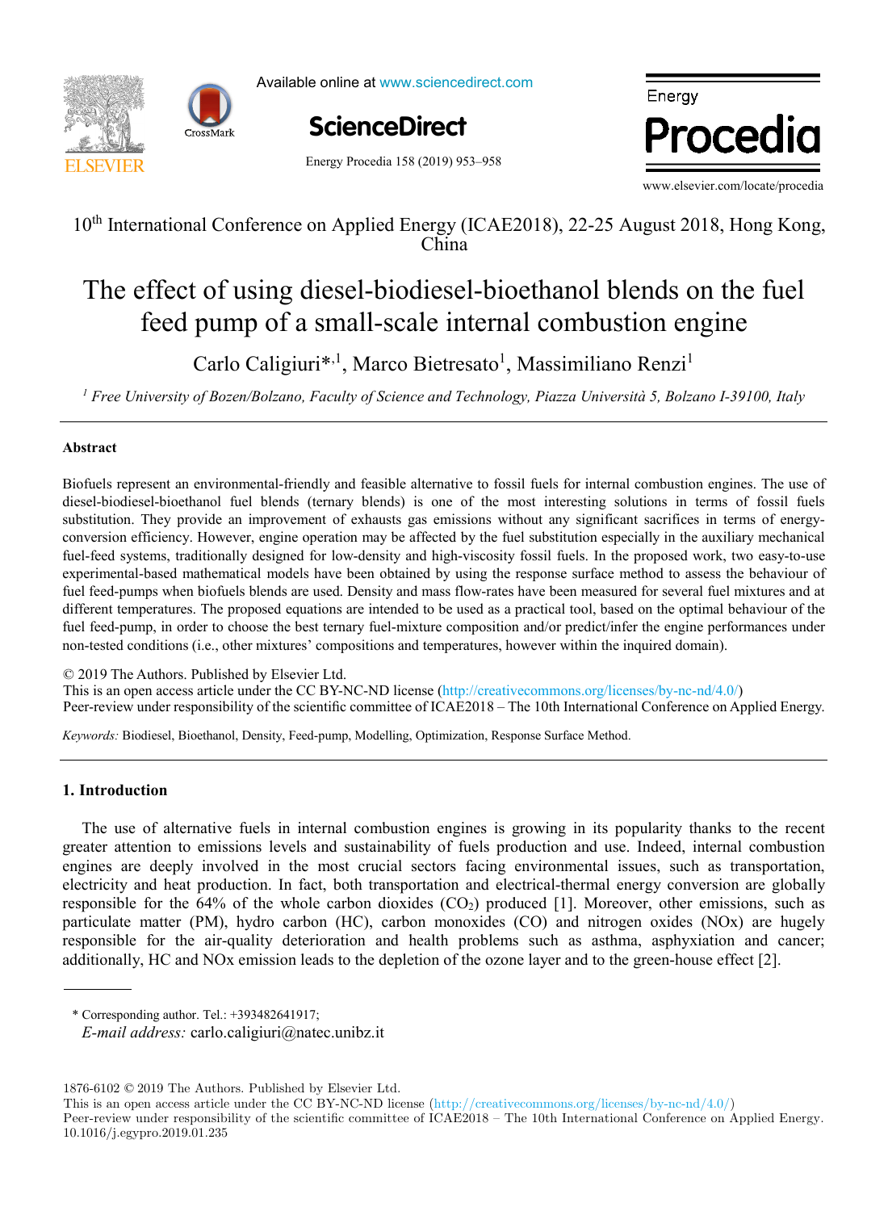10th International Conference on Applied Energy (ICAE2018), 22-25 August 2018, Hong Kong, China

# The effect of using diesel-biodiesel-bioethanol blends on the fuel feed pump of a small-scale internal combustion engine

Carlo Caligiuri*[,1], Marco Bietresato[1], Massimiliano Renzi[1]

[1] *Free University of Bozen/Bolzano, Faculty of Science and Technology, Piazza Università 5, Bolzano I-39100, Italy*

## Abstract

Biofuels represent an environmental-friendly and feasible alternative to fossil fuels for internal combustion engines. The use of diesel-biodiesel-bioethanol fuel blends (ternary blends) is one of the most interesting solutions in terms of fossil fuels substitution. They provide an improvement of exhausts gas emissions without any significant sacrifices in terms of energy-conversion efficiency. However, engine operation may be affected by the fuel substitution especially in the auxiliary mechanical fuel-feed systems, traditionally designed for low-density and high-viscosity fossil fuels. In the proposed work, two easy-to-use experimental-based mathematical models have been obtained by using the response surface method to assess the behaviour of fuel feed-pumps when biofuels blends are used. Density and mass flow-rates have been measured for several fuel mixtures and at different temperatures. The proposed equations are intended to be used as a practical tool, based on the optimal behaviour of the fuel feed-pump, in order to choose the best ternary fuel-mixture composition and/or predict/infer the engine performances under non-tested conditions (i.e., other mixtures' compositions and temperatures, however within the inquired domain).

© 2019 The Authors. Published by Elsevier Ltd.
This is an open access article under the CC BY-NC-ND license (http://creativecommons.org/licenses/by-nc-nd/4.0/)
Peer-review under responsibility of the scientific committee of ICAE2018 – The 10th International Conference on Applied Energy.

*Keywords:* Biodiesel, Bioethanol, Density, Feed-pump, Modelling, Optimization, Response Surface Method.

## 1. Introduction

The use of alternative fuels in internal combustion engines is growing in its popularity thanks to the recent greater attention to emissions levels and sustainability of fuels production and use. Indeed, internal combustion engines are deeply involved in the most crucial sectors facing environmental issues, such as transportation, electricity and heat production. In fact, both transportation and electrical-thermal energy conversion are globally responsible for the 64% of the whole carbon dioxides ($CO_2$) produced [1]. Moreover, other emissions, such as particulate matter (PM), hydro carbon (HC), carbon monoxides (CO) and nitrogen oxides (NOx) are hugely responsible for the air-quality deterioration and health problems such as asthma, asphyxiation and cancer; additionally, HC and NOx emission leads to the depletion of the ozone layer and to the green-house effect [2].

---

\* Corresponding author. Tel.: +393482641917;
*E-mail address:* carlo.caligiuri@natec.unibz.it

1876-6102 © 2019 The Authors. Published by Elsevier Ltd.
This is an open access article under the CC BY-NC-ND license (http://creativecommons.org/licenses/by-nc-nd/4.0/)
Peer-review under responsibility of the scientific committee of ICAE2018 – The 10th International Conference on Applied Energy.
10.1016/j.egypro.2019.01.235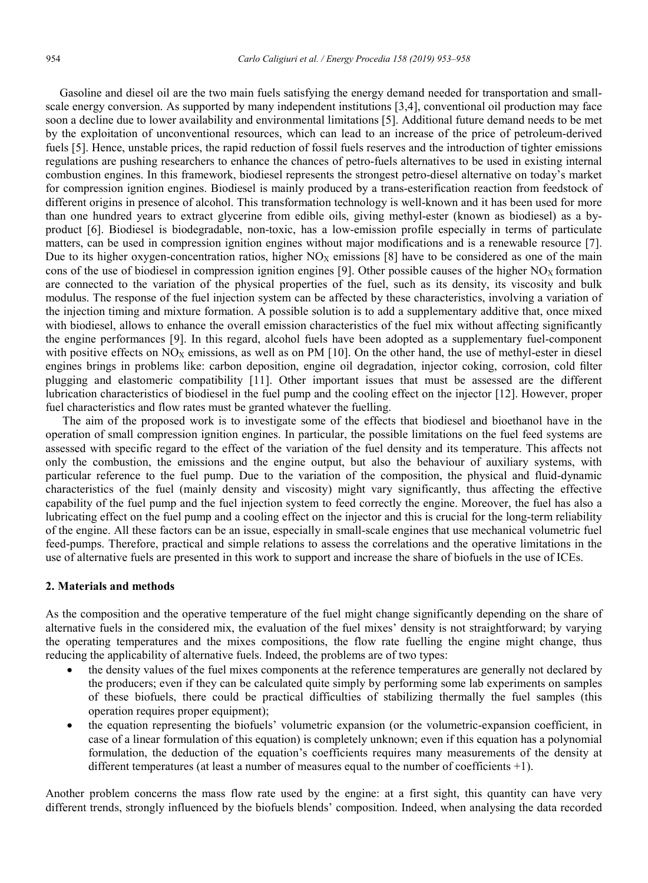Gasoline and diesel oil are the two main fuels satisfying the energy demand needed for transportation and small-scale energy conversion. As supported by many independent institutions [3,4], conventional oil production may face soon a decline due to lower availability and environmental limitations [5]. Additional future demand needs to be met by the exploitation of unconventional resources, which can lead to an increase of the price of petroleum-derived fuels [5]. Hence, unstable prices, the rapid reduction of fossil fuels reserves and the introduction of tighter emissions regulations are pushing researchers to enhance the chances of petro-fuels alternatives to be used in existing internal combustion engines. In this framework, biodiesel represents the strongest petro-diesel alternative on today's market for compression ignition engines. Biodiesel is mainly produced by a trans-esterification reaction from feedstock of different origins in presence of alcohol. This transformation technology is well-known and it has been used for more than one hundred years to extract glycerine from edible oils, giving methyl-ester (known as biodiesel) as a by-product [6]. Biodiesel is biodegradable, non-toxic, has a low-emission profile especially in terms of particulate matters, can be used in compression ignition engines without major modifications and is a renewable resource [7]. Due to its higher oxygen-concentration ratios, higher $NO_X$ emissions [8] have to be considered as one of the main cons of the use of biodiesel in compression ignition engines [9]. Other possible causes of the higher $NO_X$ formation are connected to the variation of the physical properties of the fuel, such as its density, its viscosity and bulk modulus. The response of the fuel injection system can be affected by these characteristics, involving a variation of the injection timing and mixture formation. A possible solution is to add a supplementary additive that, once mixed with biodiesel, allows to enhance the overall emission characteristics of the fuel mix without affecting significantly the engine performances [9]. In this regard, alcohol fuels have been adopted as a supplementary fuel-component with positive effects on $NO_X$ emissions, as well as on PM [10]. On the other hand, the use of methyl-ester in diesel engines brings in problems like: carbon deposition, engine oil degradation, injector coking, corrosion, cold filter plugging and elastomeric compatibility [11]. Other important issues that must be assessed are the different lubrication characteristics of biodiesel in the fuel pump and the cooling effect on the injector [12]. However, proper fuel characteristics and flow rates must be granted whatever the fuelling.

The aim of the proposed work is to investigate some of the effects that biodiesel and bioethanol have in the operation of small compression ignition engines. In particular, the possible limitations on the fuel feed systems are assessed with specific regard to the effect of the variation of the fuel density and its temperature. This affects not only the combustion, the emissions and the engine output, but also the behaviour of auxiliary systems, with particular reference to the fuel pump. Due to the variation of the composition, the physical and fluid-dynamic characteristics of the fuel (mainly density and viscosity) might vary significantly, thus affecting the effective capability of the fuel pump and the fuel injection system to feed correctly the engine. Moreover, the fuel has also a lubricating effect on the fuel pump and a cooling effect on the injector and this is crucial for the long-term reliability of the engine. All these factors can be an issue, especially in small-scale engines that use mechanical volumetric fuel feed-pumps. Therefore, practical and simple relations to assess the correlations and the operative limitations in the use of alternative fuels are presented in this work to support and increase the share of biofuels in the use of ICEs.

## 2. Materials and methods

As the composition and the operative temperature of the fuel might change significantly depending on the share of alternative fuels in the considered mix, the evaluation of the fuel mixes' density is not straightforward; by varying the operating temperatures and the mixes compositions, the flow rate fuelling the engine might change, thus reducing the applicability of alternative fuels. Indeed, the problems are of two types:

- the density values of the fuel mixes components at the reference temperatures are generally not declared by the producers; even if they can be calculated quite simply by performing some lab experiments on samples of these biofuels, there could be practical difficulties of stabilizing thermally the fuel samples (this operation requires proper equipment);
- the equation representing the biofuels' volumetric expansion (or the volumetric-expansion coefficient, in case of a linear formulation of this equation) is completely unknown; even if this equation has a polynomial formulation, the deduction of the equation's coefficients requires many measurements of the density at different temperatures (at least a number of measures equal to the number of coefficients +1).

Another problem concerns the mass flow rate used by the engine: at a first sight, this quantity can have very different trends, strongly influenced by the biofuels blends' composition. Indeed, when analysing the data recorded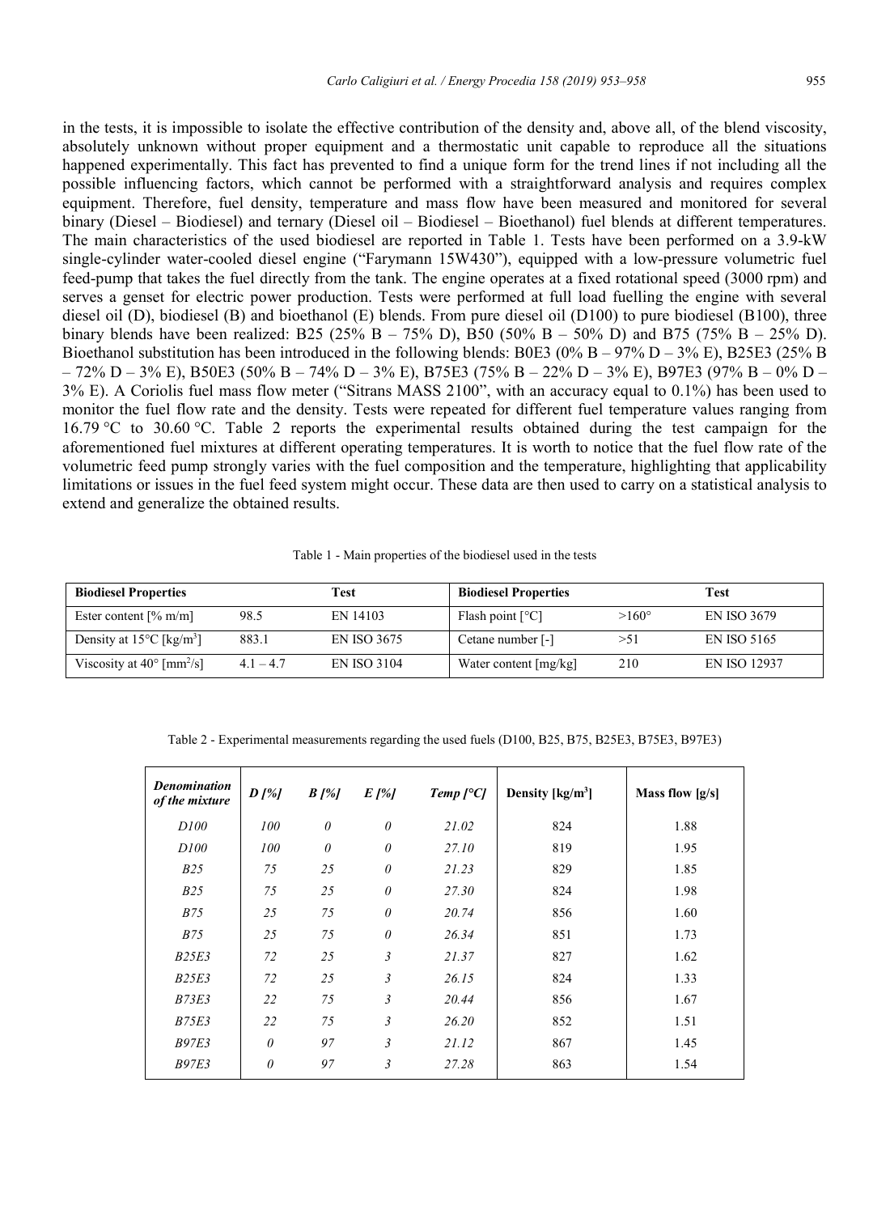in the tests, it is impossible to isolate the effective contribution of the density and, above all, of the blend viscosity, absolutely unknown without proper equipment and a thermostatic unit capable to reproduce all the situations happened experimentally. This fact has prevented to find a unique form for the trend lines if not including all the possible influencing factors, which cannot be performed with a straightforward analysis and requires complex equipment. Therefore, fuel density, temperature and mass flow have been measured and monitored for several binary (Diesel – Biodiesel) and ternary (Diesel oil – Biodiesel – Bioethanol) fuel blends at different temperatures. The main characteristics of the used biodiesel are reported in Table 1. Tests have been performed on a 3.9-kW single-cylinder water-cooled diesel engine ("Farymann 15W430"), equipped with a low-pressure volumetric fuel feed-pump that takes the fuel directly from the tank. The engine operates at a fixed rotational speed (3000 rpm) and serves a genset for electric power production. Tests were performed at full load fuelling the engine with several diesel oil (D), biodiesel (B) and bioethanol (E) blends. From pure diesel oil (D100) to pure biodiesel (B100), three binary blends have been realized: B25 (25% B – 75% D), B50 (50% B – 50% D) and B75 (75% B – 25% D). Bioethanol substitution has been introduced in the following blends: B0E3 (0% B – 97% D – 3% E), B25E3 (25% B – 72% D – 3% E), B50E3 (50% B – 74% D – 3% E), B75E3 (75% B – 22% D – 3% E), B97E3 (97% B – 0% D – 3% E). A Coriolis fuel mass flow meter ("Sitrans MASS 2100", with an accuracy equal to 0.1%) has been used to monitor the fuel flow rate and the density. Tests were repeated for different fuel temperature values ranging from 16.79 °C to 30.60 °C. Table 2 reports the experimental results obtained during the test campaign for the aforementioned fuel mixtures at different operating temperatures. It is worth to notice that the fuel flow rate of the volumetric feed pump strongly varies with the fuel composition and the temperature, highlighting that applicability limitations or issues in the fuel feed system might occur. These data are then used to carry on a statistical analysis to extend and generalize the obtained results.

Table 1 - Main properties of the biodiesel used in the tests

| **Biodiesel Properties** | | **Test** | **Biodiesel Properties** | | **Test** |
|---|---|---|---|---|---|
| Ester content [% m/m] | 98.5 | EN 14103 | Flash point [°C] | >160° | EN ISO 3679 |
| Density at 15°C [kg/m$^3$] | 883.1 | EN ISO 3675 | Cetane number [-] | >51 | EN ISO 5165 |
| Viscosity at 40° [mm$^2$/s] | 4.1 – 4.7 | EN ISO 3104 | Water content [mg/kg] | 210 | EN ISO 12937 |

Table 2 - Experimental measurements regarding the used fuels (D100, B25, B75, B25E3, B75E3, B97E3)

| *Denomination of the mixture* | *D [%]* | *B [%]* | *E [%]* | *Temp [°C]* | Density [kg/m$^3$] | Mass flow [g/s] |
|---|---|---|---|---|---|---|
| *D100* | *100* | *0* | *0* | *21.02* | 824 | 1.88 |
| *D100* | *100* | *0* | *0* | *27.10* | 819 | 1.95 |
| *B25* | *75* | *25* | *0* | *21.23* | 829 | 1.85 |
| *B25* | *75* | *25* | *0* | *27.30* | 824 | 1.98 |
| *B75* | *25* | *75* | *0* | *20.74* | 856 | 1.60 |
| *B75* | *25* | *75* | *0* | *26.34* | 851 | 1.73 |
| *B25E3* | *72* | *25* | *3* | *21.37* | 827 | 1.62 |
| *B25E3* | *72* | *25* | *3* | *26.15* | 824 | 1.33 |
| *B73E3* | *22* | *75* | *3* | *20.44* | 856 | 1.67 |
| *B75E3* | *22* | *75* | *3* | *26.20* | 852 | 1.51 |
| *B97E3* | *0* | *97* | *3* | *21.12* | 867 | 1.45 |
| *B97E3* | *0* | *97* | *3* | *27.28* | 863 | 1.54 |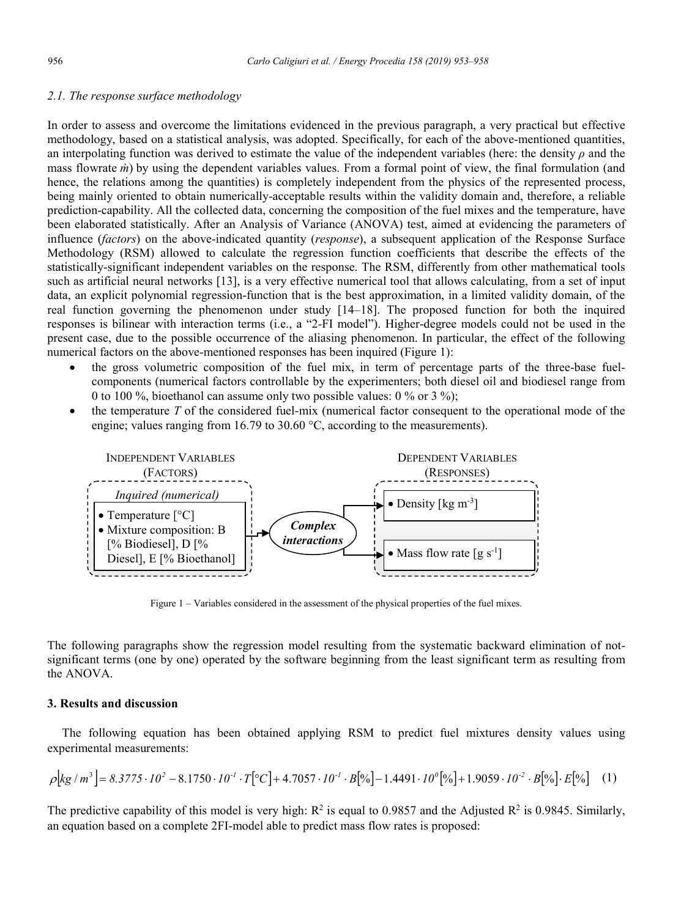### 2.1. The response surface methodology

In order to assess and overcome the limitations evidenced in the previous paragraph, a very practical but effective methodology, based on a statistical analysis, was adopted. Specifically, for each of the above-mentioned quantities, an interpolating function was derived to estimate the value of the independent variables (here: the density $\rho$ and the mass flowrate $\dot{m}$) by using the dependent variables values. From a formal point of view, the final formulation (and hence, the relations among the quantities) is completely independent from the physics of the represented process, being mainly oriented to obtain numerically-acceptable results within the validity domain and, therefore, a reliable prediction-capability. All the collected data, concerning the composition of the fuel mixes and the temperature, have been elaborated statistically. After an Analysis of Variance (ANOVA) test, aimed at evidencing the parameters of influence (*factors*) on the above-indicated quantity (*response*), a subsequent application of the Response Surface Methodology (RSM) allowed to calculate the regression function coefficients that describe the effects of the statistically-significant independent variables on the response. The RSM, differently from other mathematical tools such as artificial neural networks [13], is a very effective numerical tool that allows calculating, from a set of input data, an explicit polynomial regression-function that is the best approximation, in a limited validity domain, of the real function governing the phenomenon under study [14–18]. The proposed function for both the inquired responses is bilinear with interaction terms (i.e., a "2-FI model"). Higher-degree models could not be used in the present case, due to the possible occurrence of the aliasing phenomenon. In particular, the effect of the following numerical factors on the above-mentioned responses has been inquired (Figure 1):

- the gross volumetric composition of the fuel mix, in term of percentage parts of the three-base fuel-components (numerical factors controllable by the experimenters; both diesel oil and biodiesel range from 0 to 100 %, bioethanol can assume only two possible values: 0 % or 3 %);
- the temperature $T$ of the considered fuel-mix (numerical factor consequent to the operational mode of the engine; values ranging from 16.79 to 30.60 °C, according to the measurements).

INDEPENDENT VARIABLES (FACTORS) — *Inquired (numerical)*: • Temperature [°C] • Mixture composition: B [% Biodiesel], D [% Diesel], E [% Bioethanol] → ***Complex interactions*** → DEPENDENT VARIABLES (RESPONSES): • Density [kg m$^{-3}$] • Mass flow rate [g s$^{-1}$]

Figure 1 – Variables considered in the assessment of the physical properties of the fuel mixes.

The following paragraphs show the regression model resulting from the systematic backward elimination of not-significant terms (one by one) operated by the software beginning from the least significant term as resulting from the ANOVA.

## 3. Results and discussion

The following equation has been obtained applying RSM to predict fuel mixtures density values using experimental measurements:

$$\rho\left[kg/m^3\right] = 8.3775 \cdot 10^{2} - 8.1750 \cdot 10^{-1} \cdot T[°C] + 4.7057 \cdot 10^{-1} \cdot B[\%] - 1.4491 \cdot 10^{0}[\%] + 1.9059 \cdot 10^{-2} \cdot B[\%] \cdot E[\%] \quad (1)$$

The predictive capability of this model is very high: $R^2$ is equal to 0.9857 and the Adjusted $R^2$ is 0.9845. Similarly, an equation based on a complete 2FI-model able to predict mass flow rates is proposed: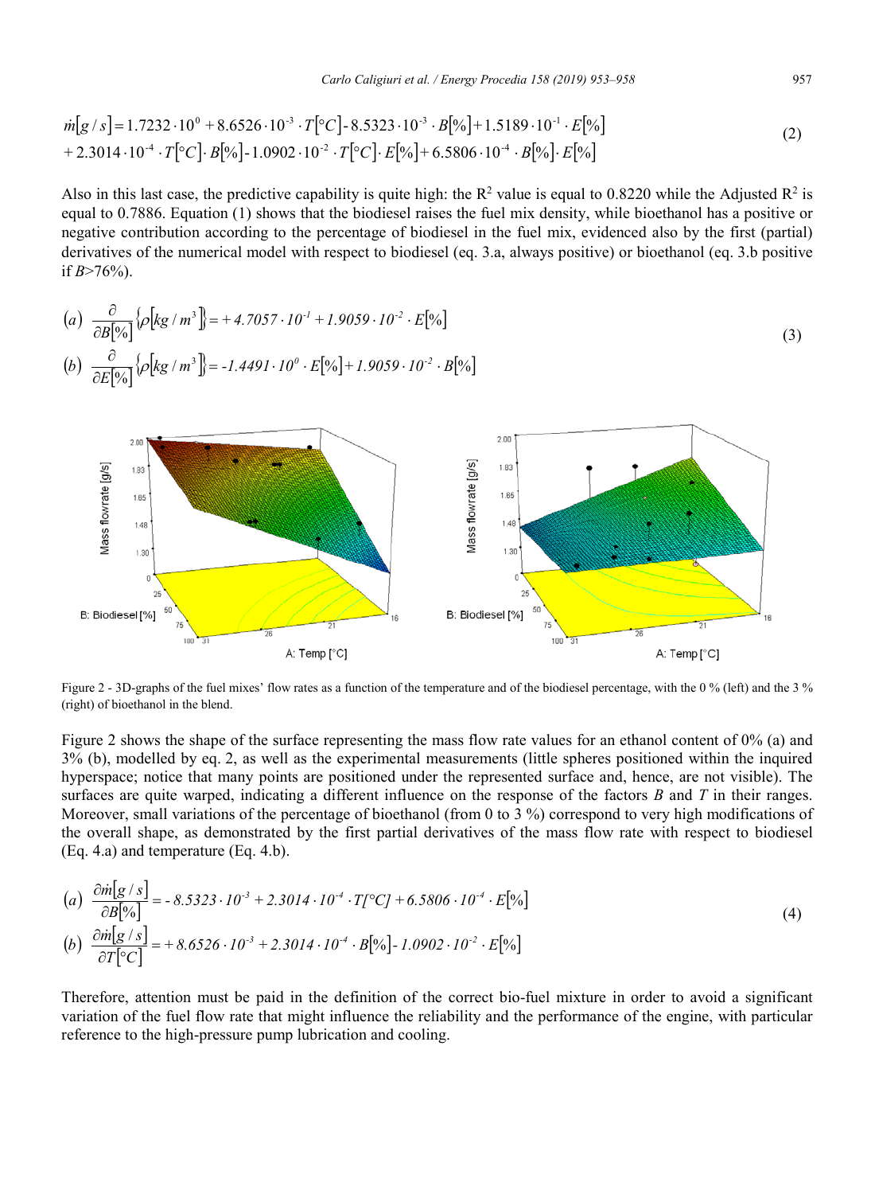$$\dot{m}[g/s] = 1.7232 \cdot 10^{0} + 8.6526 \cdot 10^{-3} \cdot T[°C] - 8.5323 \cdot 10^{-3} \cdot B[\%] + 1.5189 \cdot 10^{-1} \cdot E[\%]$$
$$+ 2.3014 \cdot 10^{-4} \cdot T[°C] \cdot B[\%] - 1.0902 \cdot 10^{-2} \cdot T[°C] \cdot E[\%] + 6.5806 \cdot 10^{-4} \cdot B[\%] \cdot E[\%] \tag{2}$$

Also in this last case, the predictive capability is quite high: the $R^2$ value is equal to 0.8220 while the Adjusted $R^2$ is equal to 0.7886. Equation (1) shows that the biodiesel raises the fuel mix density, while bioethanol has a positive or negative contribution according to the percentage of biodiesel in the fuel mix, evidenced also by the first (partial) derivatives of the numerical model with respect to biodiesel (eq. 3.a, always positive) or bioethanol (eq. 3.b positive if $B$>76%).

$$(a)\ \frac{\partial}{\partial B[\%]}\left\{\rho\left[kg/m^3\right]\right\} = +4.7057 \cdot 10^{-1} + 1.9059 \cdot 10^{-2} \cdot E[\%]$$
$$(b)\ \frac{\partial}{\partial E[\%]}\left\{\rho\left[kg/m^3\right]\right\} = -1.4491 \cdot 10^{0} \cdot E[\%] + 1.9059 \cdot 10^{-2} \cdot B[\%] \tag{3}$$

Figure 2 - 3D-graphs of the fuel mixes' flow rates as a function of the temperature and of the biodiesel percentage, with the 0 % (left) and the 3 % (right) of bioethanol in the blend.

Figure 2 shows the shape of the surface representing the mass flow rate values for an ethanol content of 0% (a) and 3% (b), modelled by eq. 2, as well as the experimental measurements (little spheres positioned within the inquired hyperspace; notice that many points are positioned under the represented surface and, hence, are not visible). The surfaces are quite warped, indicating a different influence on the response of the factors $B$ and $T$ in their ranges. Moreover, small variations of the percentage of bioethanol (from 0 to 3 %) correspond to very high modifications of the overall shape, as demonstrated by the first partial derivatives of the mass flow rate with respect to biodiesel (Eq. 4.a) and temperature (Eq. 4.b).

$$(a)\ \frac{\partial \dot{m}[g/s]}{\partial B[\%]} = -8.5323 \cdot 10^{-3} + 2.3014 \cdot 10^{-4} \cdot T[°C] + 6.5806 \cdot 10^{-4} \cdot E[\%]$$
$$(b)\ \frac{\partial \dot{m}[g/s]}{\partial T[°C]} = +8.6526 \cdot 10^{-3} + 2.3014 \cdot 10^{-4} \cdot B[\%] - 1.0902 \cdot 10^{-2} \cdot E[\%] \tag{4}$$

Therefore, attention must be paid in the definition of the correct bio-fuel mixture in order to avoid a significant variation of the fuel flow rate that might influence the reliability and the performance of the engine, with particular reference to the high-pressure pump lubrication and cooling.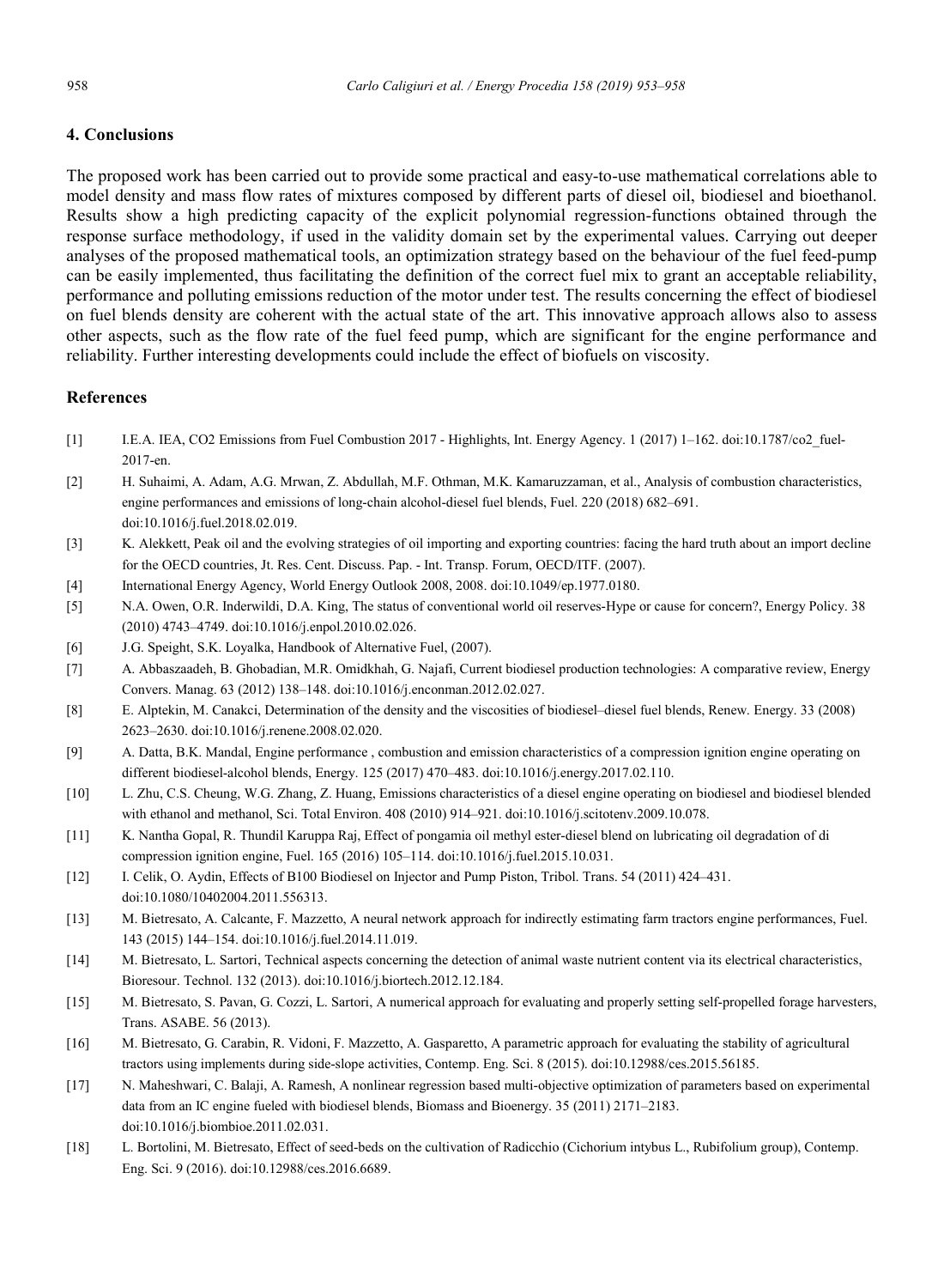## 4. Conclusions

The proposed work has been carried out to provide some practical and easy-to-use mathematical correlations able to model density and mass flow rates of mixtures composed by different parts of diesel oil, biodiesel and bioethanol. Results show a high predicting capacity of the explicit polynomial regression-functions obtained through the response surface methodology, if used in the validity domain set by the experimental values. Carrying out deeper analyses of the proposed mathematical tools, an optimization strategy based on the behaviour of the fuel feed-pump can be easily implemented, thus facilitating the definition of the correct fuel mix to grant an acceptable reliability, performance and polluting emissions reduction of the motor under test. The results concerning the effect of biodiesel on fuel blends density are coherent with the actual state of the art. This innovative approach allows also to assess other aspects, such as the flow rate of the fuel feed pump, which are significant for the engine performance and reliability. Further interesting developments could include the effect of biofuels on viscosity.

## References

[1] I.E.A. IEA, CO2 Emissions from Fuel Combustion 2017 - Highlights, Int. Energy Agency. 1 (2017) 1–162. doi:10.1787/co2_fuel-2017-en.

[2] H. Suhaimi, A. Adam, A.G. Mrwan, Z. Abdullah, M.F. Othman, M.K. Kamaruzzaman, et al., Analysis of combustion characteristics, engine performances and emissions of long-chain alcohol-diesel fuel blends, Fuel. 220 (2018) 682–691. doi:10.1016/j.fuel.2018.02.019.

[3] K. Alekkett, Peak oil and the evolving strategies of oil importing and exporting countries: facing the hard truth about an import decline for the OECD countries, Jt. Res. Cent. Discuss. Pap. - Int. Transp. Forum, OECD/ITF. (2007).

[4] International Energy Agency, World Energy Outlook 2008, 2008. doi:10.1049/ep.1977.0180.

[5] N.A. Owen, O.R. Inderwildi, D.A. King, The status of conventional world oil reserves-Hype or cause for concern?, Energy Policy. 38 (2010) 4743–4749. doi:10.1016/j.enpol.2010.02.026.

[6] J.G. Speight, S.K. Loyalka, Handbook of Alternative Fuel, (2007).

[7] A. Abbaszaadeh, B. Ghobadian, M.R. Omidkhah, G. Najafi, Current biodiesel production technologies: A comparative review, Energy Convers. Manag. 63 (2012) 138–148. doi:10.1016/j.enconman.2012.02.027.

[8] E. Alptekin, M. Canakci, Determination of the density and the viscosities of biodiesel–diesel fuel blends, Renew. Energy. 33 (2008) 2623–2630. doi:10.1016/j.renene.2008.02.020.

[9] A. Datta, B.K. Mandal, Engine performance , combustion and emission characteristics of a compression ignition engine operating on different biodiesel-alcohol blends, Energy. 125 (2017) 470–483. doi:10.1016/j.energy.2017.02.110.

[10] L. Zhu, C.S. Cheung, W.G. Zhang, Z. Huang, Emissions characteristics of a diesel engine operating on biodiesel and biodiesel blended with ethanol and methanol, Sci. Total Environ. 408 (2010) 914–921. doi:10.1016/j.scitotenv.2009.10.078.

[11] K. Nantha Gopal, R. Thundil Karuppa Raj, Effect of pongamia oil methyl ester-diesel blend on lubricating oil degradation of di compression ignition engine, Fuel. 165 (2016) 105–114. doi:10.1016/j.fuel.2015.10.031.

[12] I. Celik, O. Aydin, Effects of B100 Biodiesel on Injector and Pump Piston, Tribol. Trans. 54 (2011) 424–431. doi:10.1080/10402004.2011.556313.

[13] M. Bietresato, A. Calcante, F. Mazzetto, A neural network approach for indirectly estimating farm tractors engine performances, Fuel. 143 (2015) 144–154. doi:10.1016/j.fuel.2014.11.019.

[14] M. Bietresato, L. Sartori, Technical aspects concerning the detection of animal waste nutrient content via its electrical characteristics, Bioresour. Technol. 132 (2013). doi:10.1016/j.biortech.2012.12.184.

[15] M. Bietresato, S. Pavan, G. Cozzi, L. Sartori, A numerical approach for evaluating and properly setting self-propelled forage harvesters, Trans. ASABE. 56 (2013).

[16] M. Bietresato, G. Carabin, R. Vidoni, F. Mazzetto, A. Gasparetto, A parametric approach for evaluating the stability of agricultural tractors using implements during side-slope activities, Contemp. Eng. Sci. 8 (2015). doi:10.12988/ces.2015.56185.

[17] N. Maheshwari, C. Balaji, A. Ramesh, A nonlinear regression based multi-objective optimization of parameters based on experimental data from an IC engine fueled with biodiesel blends, Biomass and Bioenergy. 35 (2011) 2171–2183. doi:10.1016/j.biombioe.2011.02.031.

[18] L. Bortolini, M. Bietresato, Effect of seed-beds on the cultivation of Radicchio (Cichorium intybus L., Rubifolium group), Contemp. Eng. Sci. 9 (2016). doi:10.12988/ces.2016.6689.